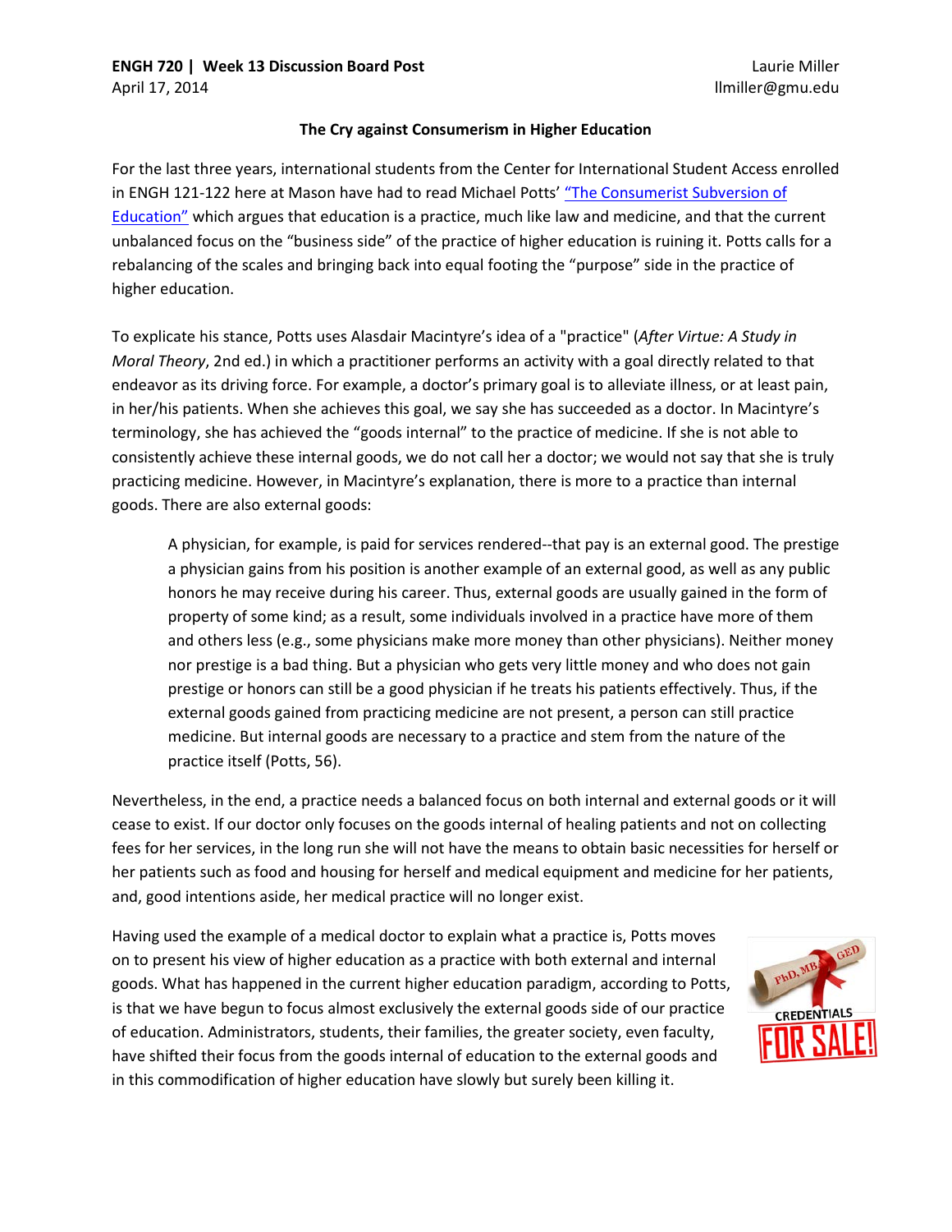**ENGH 720 | Week 13 Discussion Board Post**
April 17, 2014

Laurie Miller
llmiller@gmu.edu

## The Cry against Consumerism in Higher Education

For the last three years, international students from the Center for International Student Access enrolled in ENGH 121-122 here at Mason have had to read Michael Potts' "The Consumerist Subversion of Education" which argues that education is a practice, much like law and medicine, and that the current unbalanced focus on the "business side" of the practice of higher education is ruining it. Potts calls for a rebalancing of the scales and bringing back into equal footing the "purpose" side in the practice of higher education.

To explicate his stance, Potts uses Alasdair Macintyre's idea of a "practice" (*After Virtue: A Study in Moral Theory*, 2nd ed.) in which a practitioner performs an activity with a goal directly related to that endeavor as its driving force. For example, a doctor's primary goal is to alleviate illness, or at least pain, in her/his patients. When she achieves this goal, we say she has succeeded as a doctor. In Macintyre's terminology, she has achieved the "goods internal" to the practice of medicine. If she is not able to consistently achieve these internal goods, we do not call her a doctor; we would not say that she is truly practicing medicine. However, in Macintyre's explanation, there is more to a practice than internal goods. There are also external goods:

> A physician, for example, is paid for services rendered--that pay is an external good. The prestige a physician gains from his position is another example of an external good, as well as any public honors he may receive during his career. Thus, external goods are usually gained in the form of property of some kind; as a result, some individuals involved in a practice have more of them and others less (e.g., some physicians make more money than other physicians). Neither money nor prestige is a bad thing. But a physician who gets very little money and who does not gain prestige or honors can still be a good physician if he treats his patients effectively. Thus, if the external goods gained from practicing medicine are not present, a person can still practice medicine. But internal goods are necessary to a practice and stem from the nature of the practice itself (Potts, 56).

Nevertheless, in the end, a practice needs a balanced focus on both internal and external goods or it will cease to exist. If our doctor only focuses on the goods internal of healing patients and not on collecting fees for her services, in the long run she will not have the means to obtain basic necessities for herself or her patients such as food and housing for herself and medical equipment and medicine for her patients, and, good intentions aside, her medical practice will no longer exist.

Having used the example of a medical doctor to explain what a practice is, Potts moves on to present his view of higher education as a practice with both external and internal goods. What has happened in the current higher education paradigm, according to Potts, is that we have begun to focus almost exclusively the external goods side of our practice of education. Administrators, students, their families, the greater society, even faculty, have shifted their focus from the goods internal of education to the external goods and in this commodification of higher education have slowly but surely been killing it.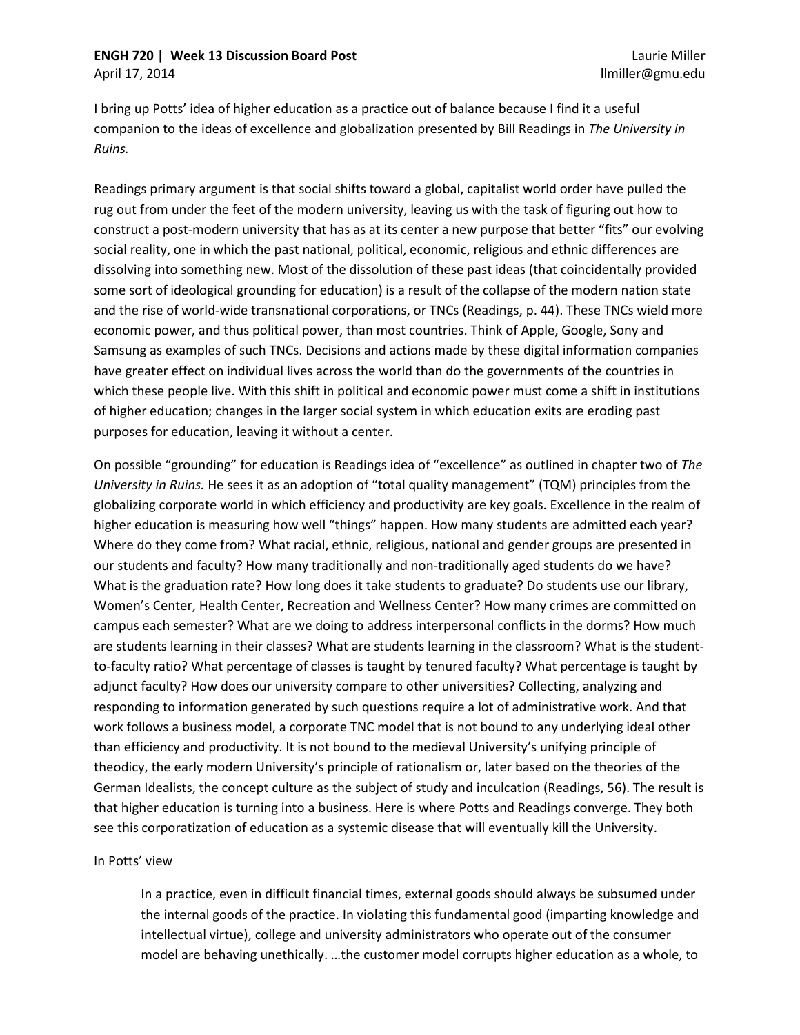**ENGH 720 | Week 13 Discussion Board Post** Laurie Miller
April 17, 2014 llmiller@gmu.edu

I bring up Potts' idea of higher education as a practice out of balance because I find it a useful companion to the ideas of excellence and globalization presented by Bill Readings in *The University in Ruins.*

Readings primary argument is that social shifts toward a global, capitalist world order have pulled the rug out from under the feet of the modern university, leaving us with the task of figuring out how to construct a post-modern university that has as at its center a new purpose that better "fits" our evolving social reality, one in which the past national, political, economic, religious and ethnic differences are dissolving into something new. Most of the dissolution of these past ideas (that coincidentally provided some sort of ideological grounding for education) is a result of the collapse of the modern nation state and the rise of world-wide transnational corporations, or TNCs (Readings, p. 44). These TNCs wield more economic power, and thus political power, than most countries. Think of Apple, Google, Sony and Samsung as examples of such TNCs. Decisions and actions made by these digital information companies have greater effect on individual lives across the world than do the governments of the countries in which these people live. With this shift in political and economic power must come a shift in institutions of higher education; changes in the larger social system in which education exits are eroding past purposes for education, leaving it without a center.

On possible "grounding" for education is Readings idea of "excellence" as outlined in chapter two of *The University in Ruins.* He sees it as an adoption of "total quality management" (TQM) principles from the globalizing corporate world in which efficiency and productivity are key goals. Excellence in the realm of higher education is measuring how well "things" happen. How many students are admitted each year? Where do they come from? What racial, ethnic, religious, national and gender groups are presented in our students and faculty? How many traditionally and non-traditionally aged students do we have? What is the graduation rate? How long does it take students to graduate? Do students use our library, Women's Center, Health Center, Recreation and Wellness Center? How many crimes are committed on campus each semester? What are we doing to address interpersonal conflicts in the dorms? How much are students learning in their classes? What are students learning in the classroom? What is the student-to-faculty ratio? What percentage of classes is taught by tenured faculty? What percentage is taught by adjunct faculty? How does our university compare to other universities? Collecting, analyzing and responding to information generated by such questions require a lot of administrative work. And that work follows a business model, a corporate TNC model that is not bound to any underlying ideal other than efficiency and productivity. It is not bound to the medieval University's unifying principle of theodicy, the early modern University's principle of rationalism or, later based on the theories of the German Idealists, the concept culture as the subject of study and inculcation (Readings, 56). The result is that higher education is turning into a business. Here is where Potts and Readings converge. They both see this corporatization of education as a systemic disease that will eventually kill the University.

In Potts' view

> In a practice, even in difficult financial times, external goods should always be subsumed under the internal goods of the practice. In violating this fundamental good (imparting knowledge and intellectual virtue), college and university administrators who operate out of the consumer model are behaving unethically. …the customer model corrupts higher education as a whole, to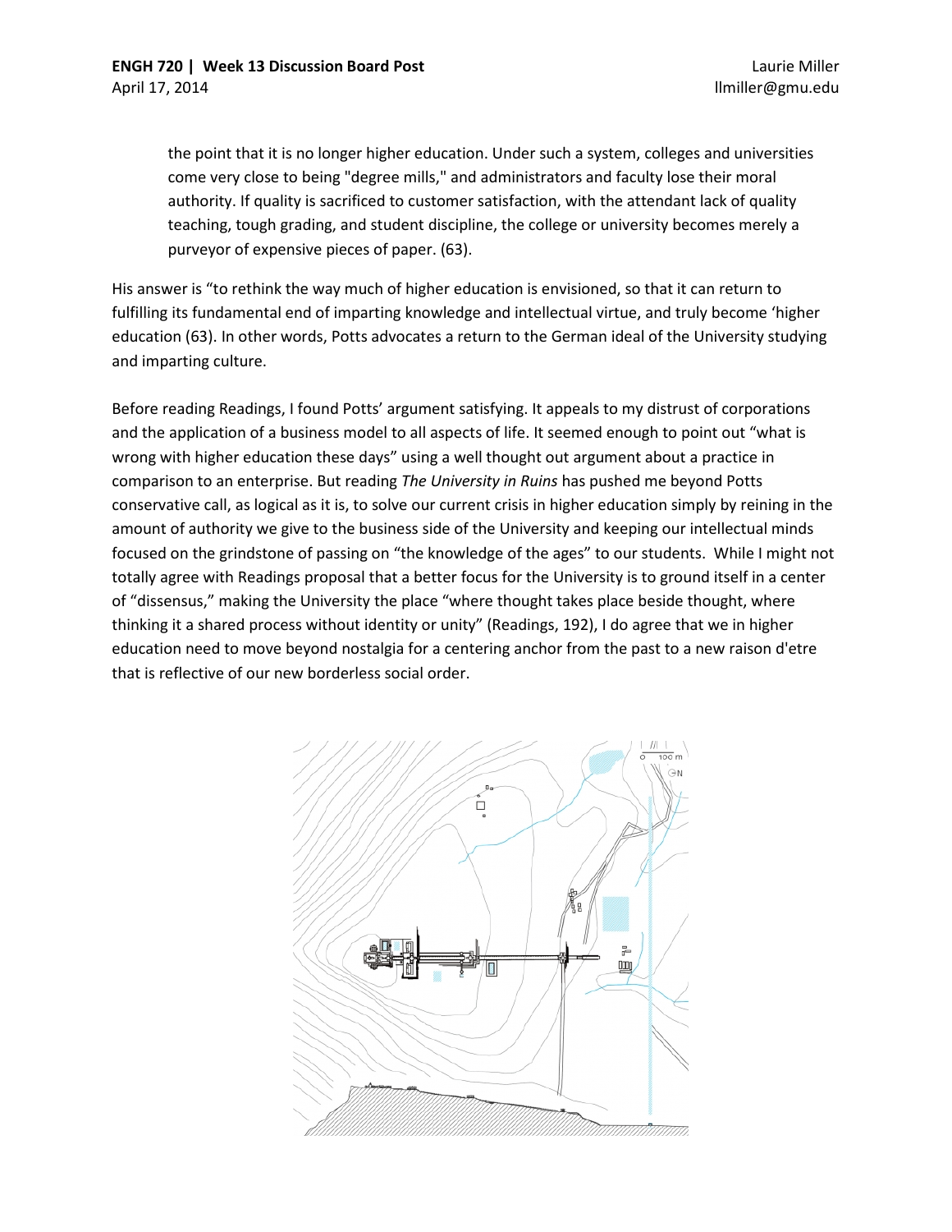> the point that it is no longer higher education. Under such a system, colleges and universities come very close to being "degree mills," and administrators and faculty lose their moral authority. If quality is sacrificed to customer satisfaction, with the attendant lack of quality teaching, tough grading, and student discipline, the college or university becomes merely a purveyor of expensive pieces of paper. (63).

His answer is "to rethink the way much of higher education is envisioned, so that it can return to fulfilling its fundamental end of imparting knowledge and intellectual virtue, and truly become 'higher education (63). In other words, Potts advocates a return to the German ideal of the University studying and imparting culture.

Before reading Readings, I found Potts' argument satisfying. It appeals to my distrust of corporations and the application of a business model to all aspects of life. It seemed enough to point out "what is wrong with higher education these days" using a well thought out argument about a practice in comparison to an enterprise. But reading *The University in Ruins* has pushed me beyond Potts conservative call, as logical as it is, to solve our current crisis in higher education simply by reining in the amount of authority we give to the business side of the University and keeping our intellectual minds focused on the grindstone of passing on "the knowledge of the ages" to our students. While I might not totally agree with Readings proposal that a better focus for the University is to ground itself in a center of "dissensus," making the University the place "where thought takes place beside thought, where thinking it a shared process without identity or unity" (Readings, 192), I do agree that we in higher education need to move beyond nostalgia for a centering anchor from the past to a new raison d'etre that is reflective of our new borderless social order.

0 100 m

N